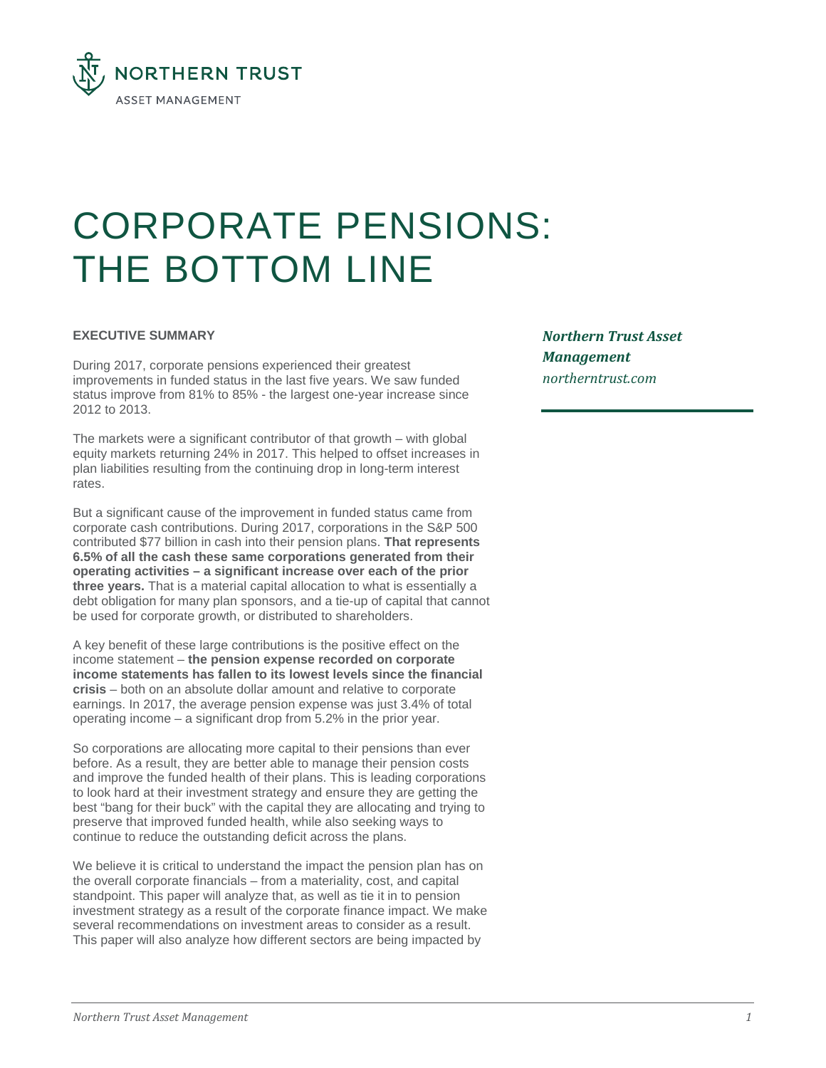# CORPORATE PENSIONS: THE BOTTOM LINE

***Northern Trust Asset Management***
*northerntrust.com*

**EXECUTIVE SUMMARY**

During 2017, corporate pensions experienced their greatest improvements in funded status in the last five years. We saw funded status improve from 81% to 85% - the largest one-year increase since 2012 to 2013.

The markets were a significant contributor of that growth – with global equity markets returning 24% in 2017. This helped to offset increases in plan liabilities resulting from the continuing drop in long-term interest rates.

But a significant cause of the improvement in funded status came from corporate cash contributions. During 2017, corporations in the S&P 500 contributed $77 billion in cash into their pension plans. **That represents 6.5% of all the cash these same corporations generated from their operating activities – a significant increase over each of the prior three years.** That is a material capital allocation to what is essentially a debt obligation for many plan sponsors, and a tie-up of capital that cannot be used for corporate growth, or distributed to shareholders.

A key benefit of these large contributions is the positive effect on the income statement – **the pension expense recorded on corporate income statements has fallen to its lowest levels since the financial crisis** – both on an absolute dollar amount and relative to corporate earnings. In 2017, the average pension expense was just 3.4% of total operating income – a significant drop from 5.2% in the prior year.

So corporations are allocating more capital to their pensions than ever before. As a result, they are better able to manage their pension costs and improve the funded health of their plans. This is leading corporations to look hard at their investment strategy and ensure they are getting the best "bang for their buck" with the capital they are allocating and trying to preserve that improved funded health, while also seeking ways to continue to reduce the outstanding deficit across the plans.

We believe it is critical to understand the impact the pension plan has on the overall corporate financials – from a materiality, cost, and capital standpoint. This paper will analyze that, as well as tie it in to pension investment strategy as a result of the corporate finance impact. We make several recommendations on investment areas to consider as a result. This paper will also analyze how different sectors are being impacted by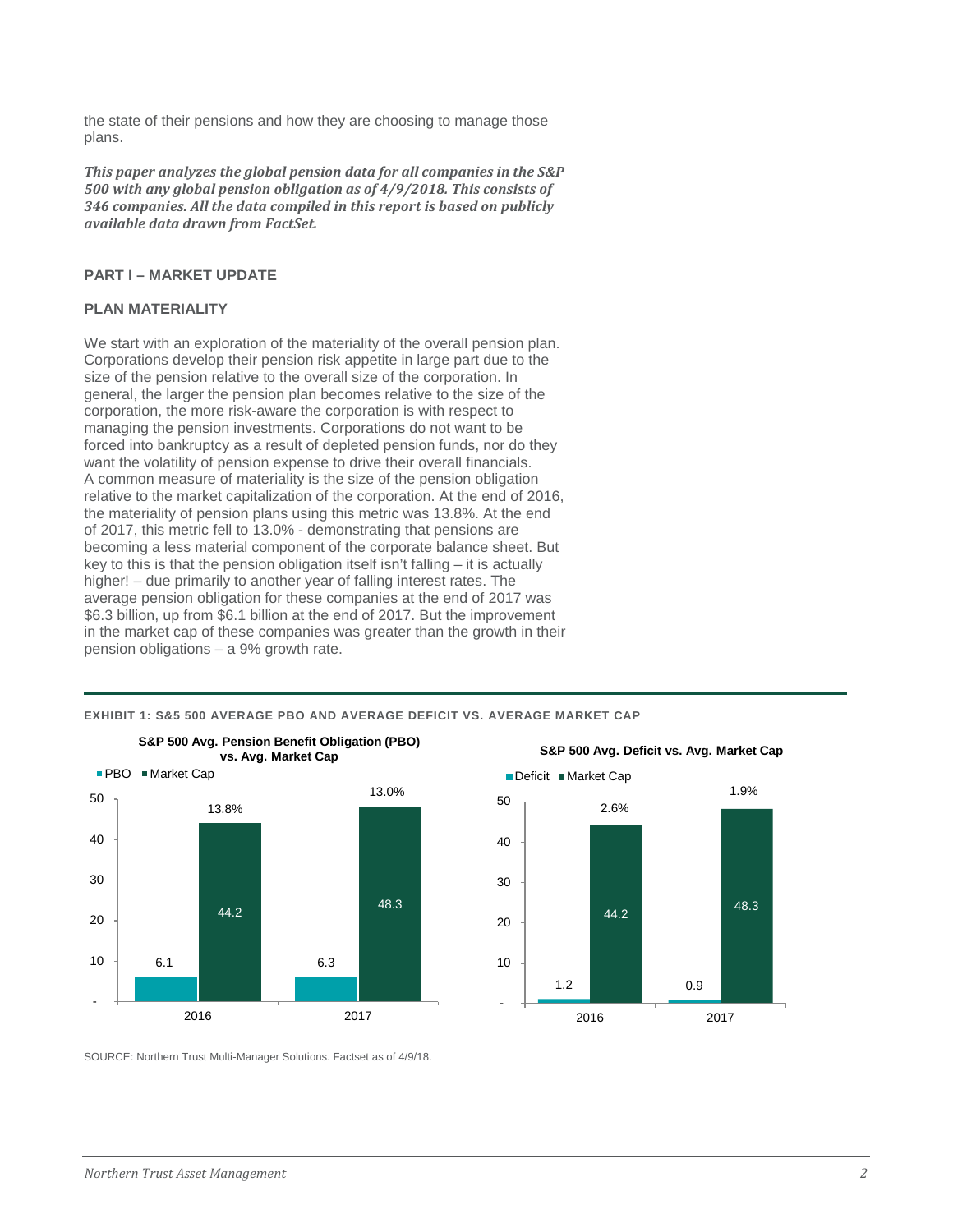the state of their pensions and how they are choosing to manage those plans.

***This paper analyzes the global pension data for all companies in the S&P 500 with any global pension obligation as of 4/9/2018. This consists of 346 companies. All the data compiled in this report is based on publicly available data drawn from FactSet.***

## PART I – MARKET UPDATE

### PLAN MATERIALITY

We start with an exploration of the materiality of the overall pension plan. Corporations develop their pension risk appetite in large part due to the size of the pension relative to the overall size of the corporation. In general, the larger the pension plan becomes relative to the size of the corporation, the more risk-aware the corporation is with respect to managing the pension investments. Corporations do not want to be forced into bankruptcy as a result of depleted pension funds, nor do they want the volatility of pension expense to drive their overall financials. A common measure of materiality is the size of the pension obligation relative to the market capitalization of the corporation. At the end of 2016, the materiality of pension plans using this metric was 13.8%. At the end of 2017, this metric fell to 13.0% - demonstrating that pensions are becoming a less material component of the corporate balance sheet. But key to this is that the pension obligation itself isn't falling – it is actually higher! – due primarily to another year of falling interest rates. The average pension obligation for these companies at the end of 2017 was $6.3 billion, up from $6.1 billion at the end of 2017. But the improvement in the market cap of these companies was greater than the growth in their pension obligations – a 9% growth rate.

**EXHIBIT 1: S&5 500 AVERAGE PBO AND AVERAGE DEFICIT VS. AVERAGE MARKET CAP**

**S&P 500 Avg. Pension Benefit Obligation (PBO) vs. Avg. Market Cap**

| | PBO | Market Cap | PBO / Market Cap |
|---|---|---|---|
| 2016 | 6.1 | 44.2 | 13.8% |
| 2017 | 6.3 | 48.3 | 13.0% |

**S&P 500 Avg. Deficit vs. Avg. Market Cap**

| | Deficit | Market Cap | Deficit / Market Cap |
|---|---|---|---|
| 2016 | 1.2 | 44.2 | 2.6% |
| 2017 | 0.9 | 48.3 | 1.9% |

SOURCE: Northern Trust Multi-Manager Solutions. Factset as of 4/9/18.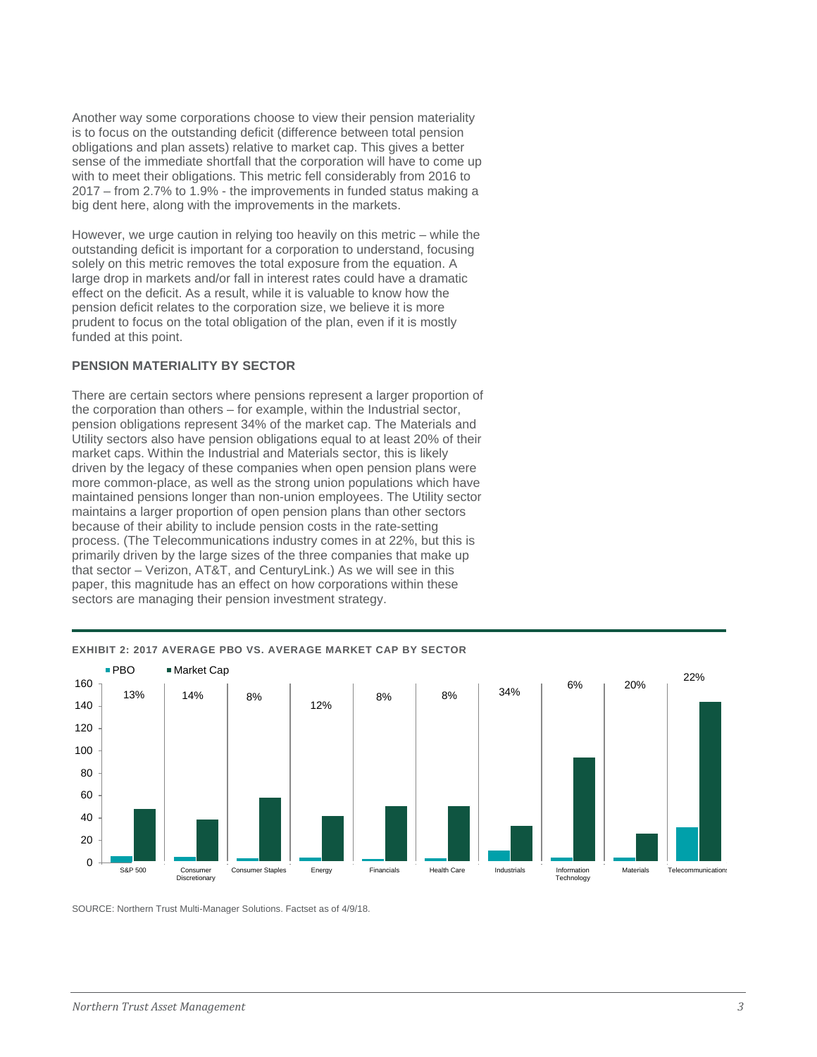Another way some corporations choose to view their pension materiality is to focus on the outstanding deficit (difference between total pension obligations and plan assets) relative to market cap. This gives a better sense of the immediate shortfall that the corporation will have to come up with to meet their obligations. This metric fell considerably from 2016 to 2017 – from 2.7% to 1.9% - the improvements in funded status making a big dent here, along with the improvements in the markets.

However, we urge caution in relying too heavily on this metric – while the outstanding deficit is important for a corporation to understand, focusing solely on this metric removes the total exposure from the equation. A large drop in markets and/or fall in interest rates could have a dramatic effect on the deficit. As a result, while it is valuable to know how the pension deficit relates to the corporation size, we believe it is more prudent to focus on the total obligation of the plan, even if it is mostly funded at this point.

### PENSION MATERIALITY BY SECTOR

There are certain sectors where pensions represent a larger proportion of the corporation than others – for example, within the Industrial sector, pension obligations represent 34% of the market cap. The Materials and Utility sectors also have pension obligations equal to at least 20% of their market caps. Within the Industrial and Materials sector, this is likely driven by the legacy of these companies when open pension plans were more common-place, as well as the strong union populations which have maintained pensions longer than non-union employees. The Utility sector maintains a larger proportion of open pension plans than other sectors because of their ability to include pension costs in the rate-setting process. (The Telecommunications industry comes in at 22%, but this is primarily driven by the large sizes of the three companies that make up that sector – Verizon, AT&T, and CenturyLink.) As we will see in this paper, this magnitude has an effect on how corporations within these sectors are managing their pension investment strategy.

**EXHIBIT 2: 2017 AVERAGE PBO VS. AVERAGE MARKET CAP BY SECTOR**

| Sector | PBO / Market Cap |
|---|---|
| S&P 500 | 13% |
| Consumer Discretionary | 14% |
| Consumer Staples | 8% |
| Energy | 12% |
| Financials | 8% |
| Health Care | 8% |
| Industrials | 34% |
| Information Technology | 6% |
| Materials | 20% |
| Telecommunications | 22% |

SOURCE: Northern Trust Multi-Manager Solutions. Factset as of 4/9/18.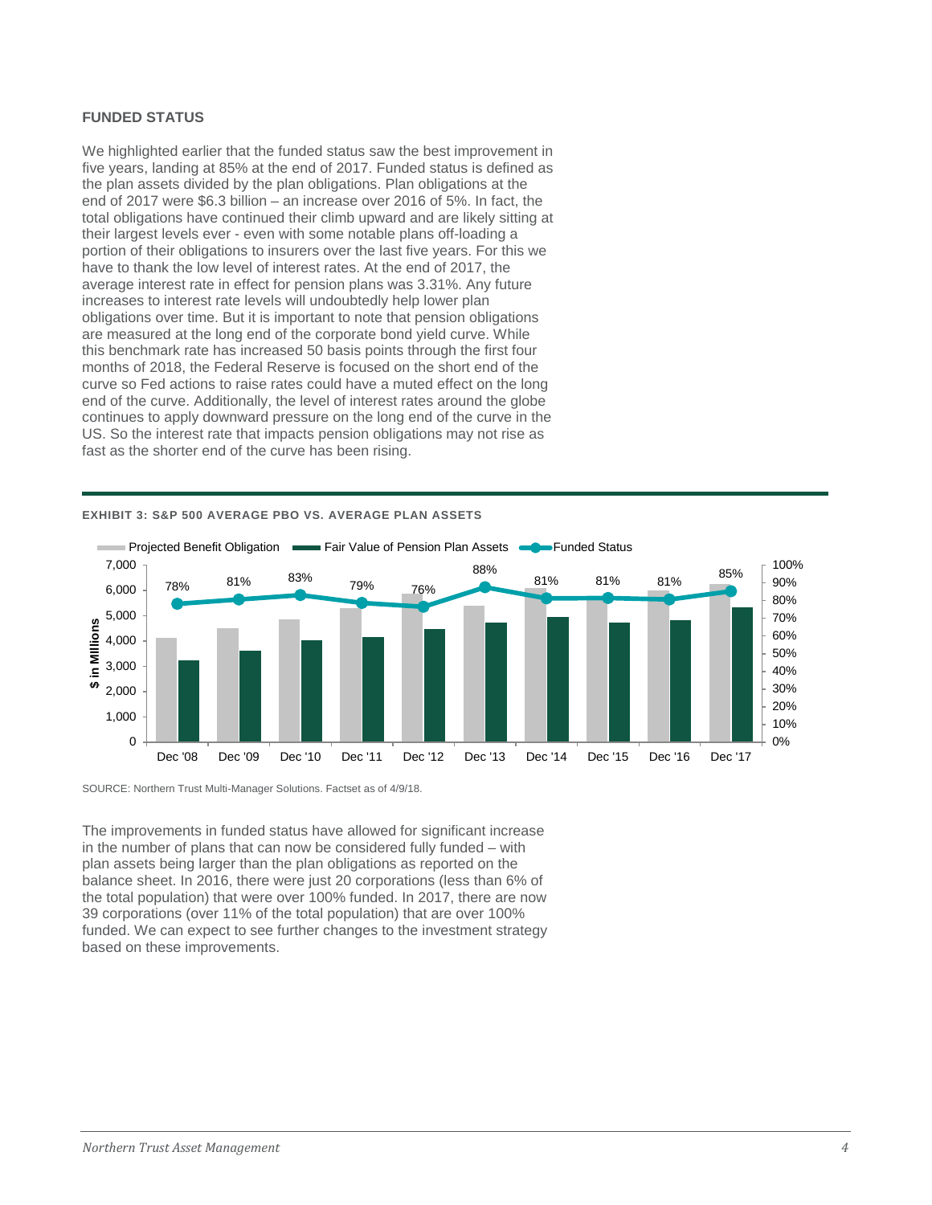### FUNDED STATUS

We highlighted earlier that the funded status saw the best improvement in five years, landing at 85% at the end of 2017. Funded status is defined as the plan assets divided by the plan obligations. Plan obligations at the end of 2017 were $6.3 billion – an increase over 2016 of 5%. In fact, the total obligations have continued their climb upward and are likely sitting at their largest levels ever - even with some notable plans off-loading a portion of their obligations to insurers over the last five years. For this we have to thank the low level of interest rates. At the end of 2017, the average interest rate in effect for pension plans was 3.31%. Any future increases to interest rate levels will undoubtedly help lower plan obligations over time. But it is important to note that pension obligations are measured at the long end of the corporate bond yield curve. While this benchmark rate has increased 50 basis points through the first four months of 2018, the Federal Reserve is focused on the short end of the curve so Fed actions to raise rates could have a muted effect on the long end of the curve. Additionally, the level of interest rates around the globe continues to apply downward pressure on the long end of the curve in the US. So the interest rate that impacts pension obligations may not rise as fast as the shorter end of the curve has been rising.

**EXHIBIT 3: S&P 500 AVERAGE PBO VS. AVERAGE PLAN ASSETS**

| | Dec '08 | Dec '09 | Dec '10 | Dec '11 | Dec '12 | Dec '13 | Dec '14 | Dec '15 | Dec '16 | Dec '17 |
|---|---|---|---|---|---|---|---|---|---|---|
| Funded Status | 78% | 81% | 83% | 79% | 76% | 88% | 81% | 81% | 81% | 85% |

SOURCE: Northern Trust Multi-Manager Solutions. Factset as of 4/9/18.

The improvements in funded status have allowed for significant increase in the number of plans that can now be considered fully funded – with plan assets being larger than the plan obligations as reported on the balance sheet. In 2016, there were just 20 corporations (less than 6% of the total population) that were over 100% funded. In 2017, there are now 39 corporations (over 11% of the total population) that are over 100% funded. We can expect to see further changes to the investment strategy based on these improvements.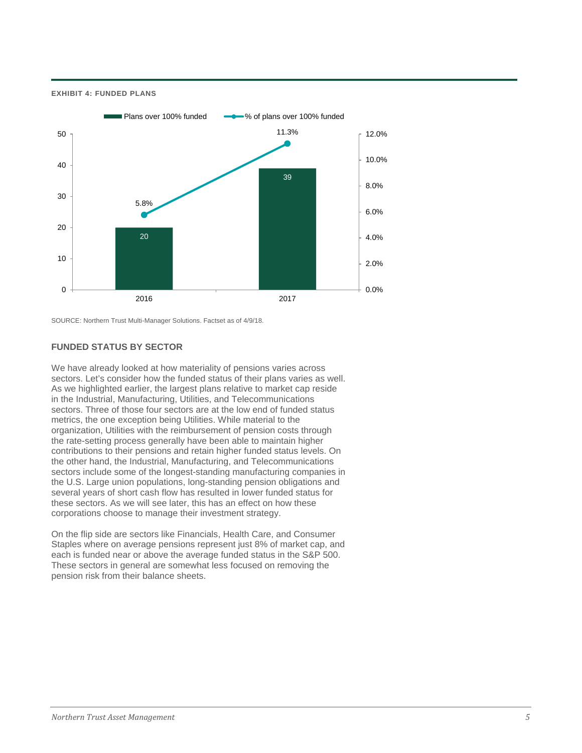**EXHIBIT 4: FUNDED PLANS**

| | Plans over 100% funded | % of plans over 100% funded |
|---|---|---|
| 2016 | 20 | 5.8% |
| 2017 | 39 | 11.3% |

SOURCE: Northern Trust Multi-Manager Solutions. Factset as of 4/9/18.

## FUNDED STATUS BY SECTOR

We have already looked at how materiality of pensions varies across sectors. Let's consider how the funded status of their plans varies as well. As we highlighted earlier, the largest plans relative to market cap reside in the Industrial, Manufacturing, Utilities, and Telecommunications sectors. Three of those four sectors are at the low end of funded status metrics, the one exception being Utilities. While material to the organization, Utilities with the reimbursement of pension costs through the rate-setting process generally have been able to maintain higher contributions to their pensions and retain higher funded status levels. On the other hand, the Industrial, Manufacturing, and Telecommunications sectors include some of the longest-standing manufacturing companies in the U.S. Large union populations, long-standing pension obligations and several years of short cash flow has resulted in lower funded status for these sectors. As we will see later, this has an effect on how these corporations choose to manage their investment strategy.

On the flip side are sectors like Financials, Health Care, and Consumer Staples where on average pensions represent just 8% of market cap, and each is funded near or above the average funded status in the S&P 500. These sectors in general are somewhat less focused on removing the pension risk from their balance sheets.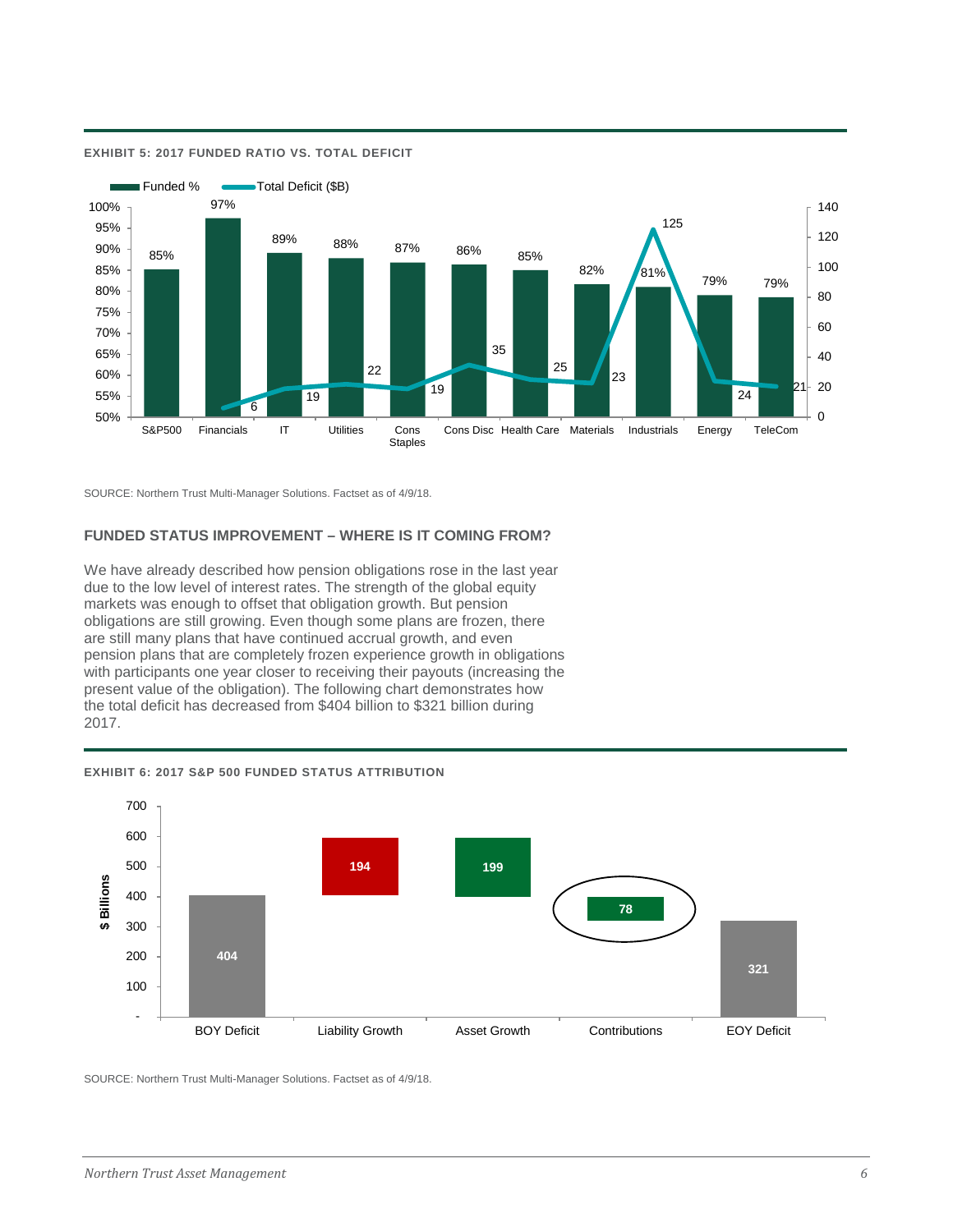**EXHIBIT 5: 2017 FUNDED RATIO VS. TOTAL DEFICIT**

| Sector | Funded % | Total Deficit ($B) |
|---|---|---|
| S&P500 | 85% | |
| Financials | 97% | 6 |
| IT | 89% | 19 |
| Utilities | 88% | 22 |
| Cons Staples | 87% | 19 |
| Cons Disc | 86% | 35 |
| Health Care | 85% | 25 |
| Materials | 82% | 23 |
| Industrials | 81% | 125 |
| Energy | 79% | 24 |
| TeleCom | 79% | 21 |

SOURCE: Northern Trust Multi-Manager Solutions. Factset as of 4/9/18.

## FUNDED STATUS IMPROVEMENT – WHERE IS IT COMING FROM?

We have already described how pension obligations rose in the last year due to the low level of interest rates. The strength of the global equity markets was enough to offset that obligation growth. But pension obligations are still growing. Even though some plans are frozen, there are still many plans that have continued accrual growth, and even pension plans that are completely frozen experience growth in obligations with participants one year closer to receiving their payouts (increasing the present value of the obligation). The following chart demonstrates how the total deficit has decreased from $404 billion to $321 billion during 2017.

**EXHIBIT 6: 2017 S&P 500 FUNDED STATUS ATTRIBUTION**

| | $ Billions |
|---|---|
| BOY Deficit | 404 |
| Liability Growth | 194 |
| Asset Growth | 199 |
| Contributions | 78 |
| EOY Deficit | 321 |

SOURCE: Northern Trust Multi-Manager Solutions. Factset as of 4/9/18.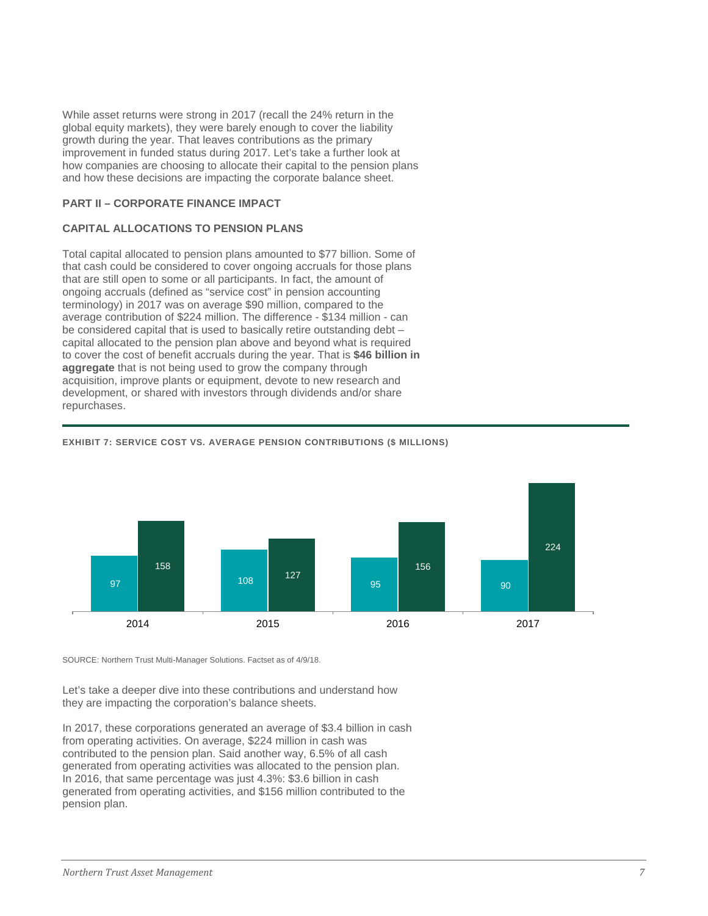While asset returns were strong in 2017 (recall the 24% return in the global equity markets), they were barely enough to cover the liability growth during the year. That leaves contributions as the primary improvement in funded status during 2017. Let's take a further look at how companies are choosing to allocate their capital to the pension plans and how these decisions are impacting the corporate balance sheet.

## PART II – CORPORATE FINANCE IMPACT

### CAPITAL ALLOCATIONS TO PENSION PLANS

Total capital allocated to pension plans amounted to $77 billion. Some of that cash could be considered to cover ongoing accruals for those plans that are still open to some or all participants. In fact, the amount of ongoing accruals (defined as "service cost" in pension accounting terminology) in 2017 was on average $90 million, compared to the average contribution of $224 million. The difference - $134 million - can be considered capital that is used to basically retire outstanding debt – capital allocated to the pension plan above and beyond what is required to cover the cost of benefit accruals during the year. That is **$46 billion in aggregate** that is not being used to grow the company through acquisition, improve plants or equipment, devote to new research and development, or shared with investors through dividends and/or share repurchases.

**EXHIBIT 7: SERVICE COST VS. AVERAGE PENSION CONTRIBUTIONS ($ MILLIONS)**

| Year | Service Cost | Average Pension Contributions |
|---|---|---|
| 2014 | 97 | 158 |
| 2015 | 108 | 127 |
| 2016 | 95 | 156 |
| 2017 | 90 | 224 |

SOURCE: Northern Trust Multi-Manager Solutions. Factset as of 4/9/18.

Let's take a deeper dive into these contributions and understand how they are impacting the corporation's balance sheets.

In 2017, these corporations generated an average of $3.4 billion in cash from operating activities. On average, $224 million in cash was contributed to the pension plan. Said another way, 6.5% of all cash generated from operating activities was allocated to the pension plan. In 2016, that same percentage was just 4.3%: $3.6 billion in cash generated from operating activities, and $156 million contributed to the pension plan.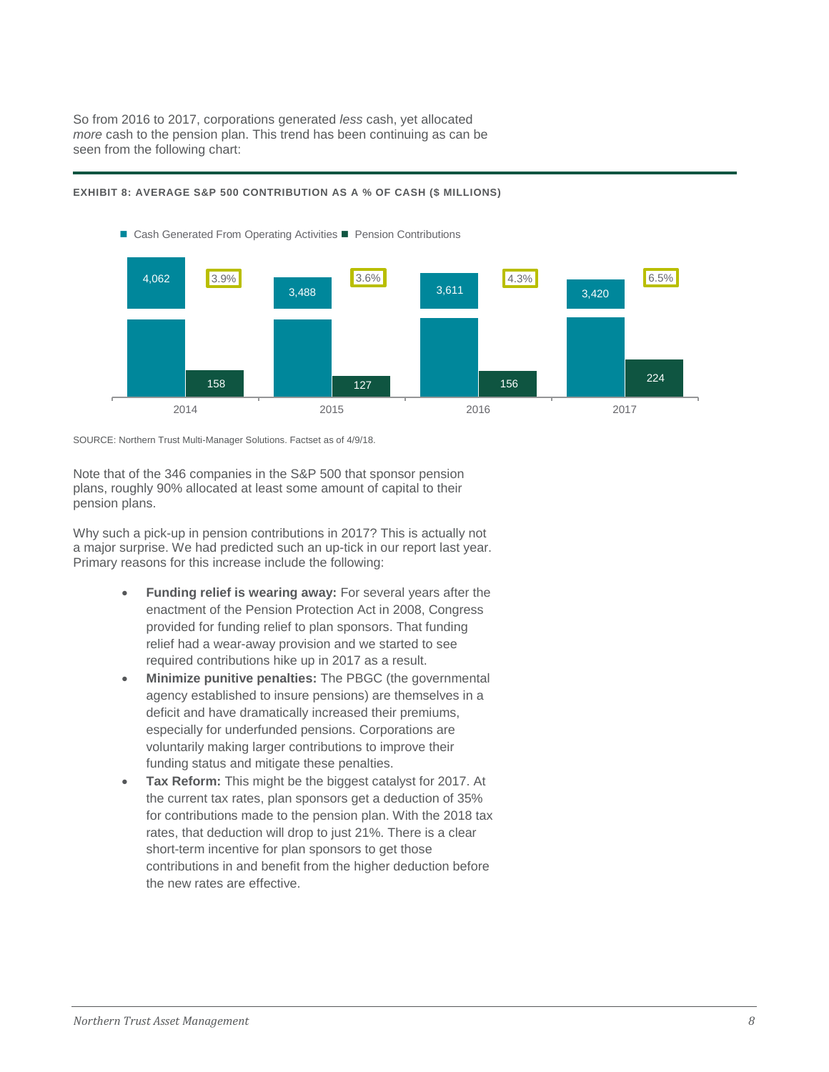So from 2016 to 2017, corporations generated *less* cash, yet allocated *more* cash to the pension plan. This trend has been continuing as can be seen from the following chart:

**EXHIBIT 8: AVERAGE S&P 500 CONTRIBUTION AS A % OF CASH ($ MILLIONS)**

| Year | Cash Generated From Operating Activities | Pension Contributions | Contribution as % of Cash |
|---|---|---|---|
| 2014 | 4,062 | 158 | 3.9% |
| 2015 | 3,488 | 127 | 3.6% |
| 2016 | 3,611 | 156 | 4.3% |
| 2017 | 3,420 | 224 | 6.5% |

SOURCE: Northern Trust Multi-Manager Solutions. Factset as of 4/9/18.

Note that of the 346 companies in the S&P 500 that sponsor pension plans, roughly 90% allocated at least some amount of capital to their pension plans.

Why such a pick-up in pension contributions in 2017? This is actually not a major surprise. We had predicted such an up-tick in our report last year. Primary reasons for this increase include the following:

- **Funding relief is wearing away:** For several years after the enactment of the Pension Protection Act in 2008, Congress provided for funding relief to plan sponsors. That funding relief had a wear-away provision and we started to see required contributions hike up in 2017 as a result.
- **Minimize punitive penalties:** The PBGC (the governmental agency established to insure pensions) are themselves in a deficit and have dramatically increased their premiums, especially for underfunded pensions. Corporations are voluntarily making larger contributions to improve their funding status and mitigate these penalties.
- **Tax Reform:** This might be the biggest catalyst for 2017. At the current tax rates, plan sponsors get a deduction of 35% for contributions made to the pension plan. With the 2018 tax rates, that deduction will drop to just 21%. There is a clear short-term incentive for plan sponsors to get those contributions in and benefit from the higher deduction before the new rates are effective.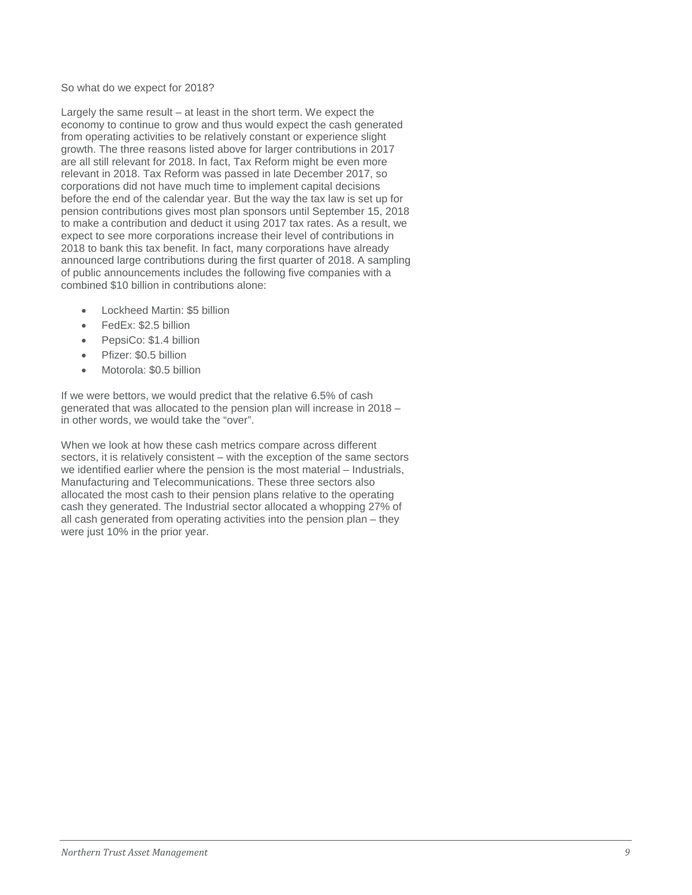So what do we expect for 2018?

Largely the same result – at least in the short term. We expect the economy to continue to grow and thus would expect the cash generated from operating activities to be relatively constant or experience slight growth. The three reasons listed above for larger contributions in 2017 are all still relevant for 2018. In fact, Tax Reform might be even more relevant in 2018. Tax Reform was passed in late December 2017, so corporations did not have much time to implement capital decisions before the end of the calendar year. But the way the tax law is set up for pension contributions gives most plan sponsors until September 15, 2018 to make a contribution and deduct it using 2017 tax rates. As a result, we expect to see more corporations increase their level of contributions in 2018 to bank this tax benefit. In fact, many corporations have already announced large contributions during the first quarter of 2018. A sampling of public announcements includes the following five companies with a combined $10 billion in contributions alone:

- Lockheed Martin: $5 billion
- FedEx: $2.5 billion
- PepsiCo: $1.4 billion
- Pfizer: $0.5 billion
- Motorola: $0.5 billion

If we were bettors, we would predict that the relative 6.5% of cash generated that was allocated to the pension plan will increase in 2018 – in other words, we would take the "over".

When we look at how these cash metrics compare across different sectors, it is relatively consistent – with the exception of the same sectors we identified earlier where the pension is the most material – Industrials, Manufacturing and Telecommunications. These three sectors also allocated the most cash to their pension plans relative to the operating cash they generated. The Industrial sector allocated a whopping 27% of all cash generated from operating activities into the pension plan – they were just 10% in the prior year.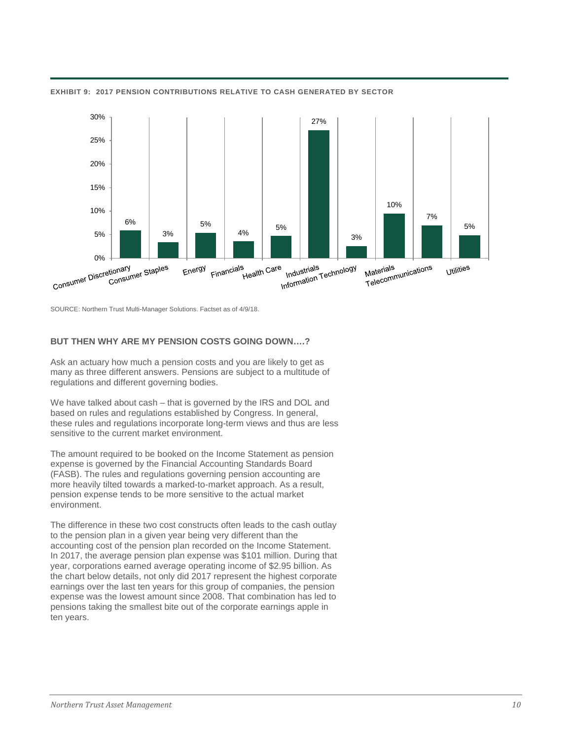**EXHIBIT 9: 2017 PENSION CONTRIBUTIONS RELATIVE TO CASH GENERATED BY SECTOR**

| Sector | Pension Contributions Relative to Cash Generated |
|---|---|
| Consumer Discretionary | 6% |
| Consumer Staples | 3% |
| Energy | 5% |
| Financials | 4% |
| Health Care | 5% |
| Industrials | 27% |
| Information Technology | 3% |
| Materials | 10% |
| Telecommunications | 7% |
| Utilities | 5% |

SOURCE: Northern Trust Multi-Manager Solutions. Factset as of 4/9/18.

**BUT THEN WHY ARE MY PENSION COSTS GOING DOWN….?**

Ask an actuary how much a pension costs and you are likely to get as many as three different answers. Pensions are subject to a multitude of regulations and different governing bodies.

We have talked about cash – that is governed by the IRS and DOL and based on rules and regulations established by Congress. In general, these rules and regulations incorporate long-term views and thus are less sensitive to the current market environment.

The amount required to be booked on the Income Statement as pension expense is governed by the Financial Accounting Standards Board (FASB). The rules and regulations governing pension accounting are more heavily tilted towards a marked-to-market approach. As a result, pension expense tends to be more sensitive to the actual market environment.

The difference in these two cost constructs often leads to the cash outlay to the pension plan in a given year being very different than the accounting cost of the pension plan recorded on the Income Statement. In 2017, the average pension plan expense was $101 million. During that year, corporations earned average operating income of $2.95 billion. As the chart below details, not only did 2017 represent the highest corporate earnings over the last ten years for this group of companies, the pension expense was the lowest amount since 2008. That combination has led to pensions taking the smallest bite out of the corporate earnings apple in ten years.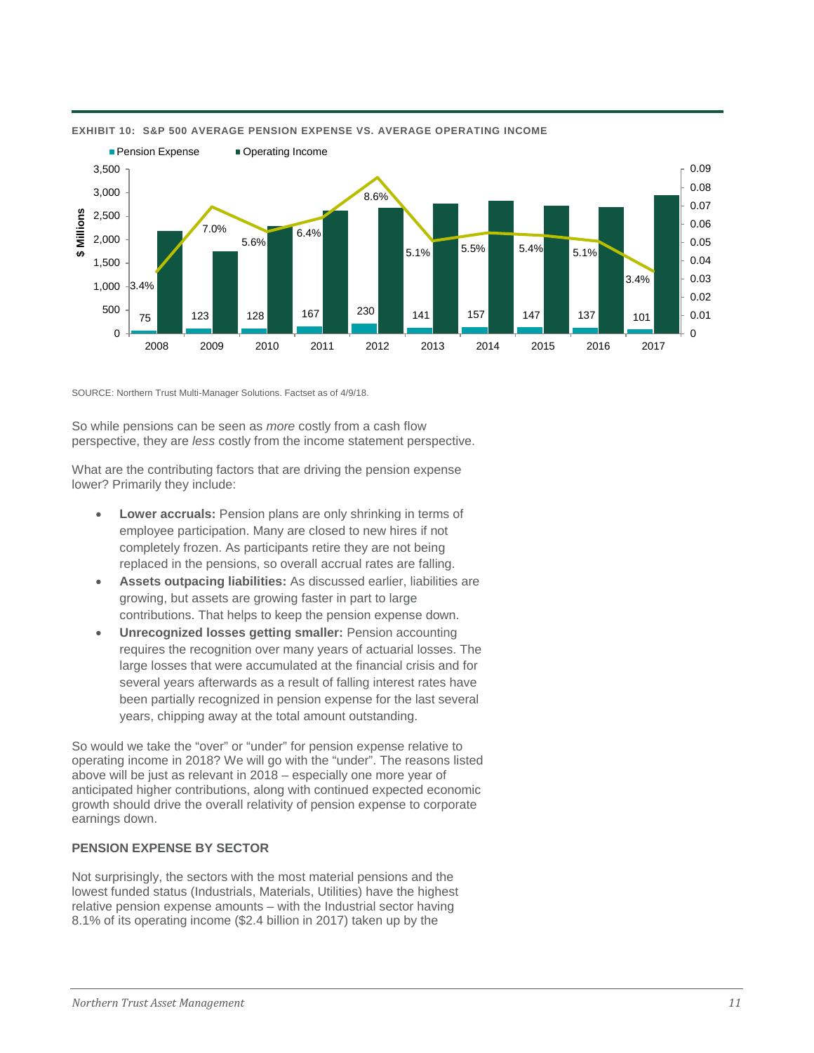**EXHIBIT 10: S&P 500 AVERAGE PENSION EXPENSE VS. AVERAGE OPERATING INCOME**

| Year | Pension Expense ($ Millions) | Pension Expense / Operating Income |
|---|---|---|
| 2008 | 75 | 3.4% |
| 2009 | 123 | 7.0% |
| 2010 | 128 | 5.6% |
| 2011 | 167 | 6.4% |
| 2012 | 230 | 8.6% |
| 2013 | 141 | 5.1% |
| 2014 | 157 | 5.5% |
| 2015 | 147 | 5.4% |
| 2016 | 137 | 5.1% |
| 2017 | 101 | 3.4% |

SOURCE: Northern Trust Multi-Manager Solutions. Factset as of 4/9/18.

So while pensions can be seen as *more* costly from a cash flow perspective, they are *less* costly from the income statement perspective.

What are the contributing factors that are driving the pension expense lower? Primarily they include:

- **Lower accruals:** Pension plans are only shrinking in terms of employee participation. Many are closed to new hires if not completely frozen. As participants retire they are not being replaced in the pensions, so overall accrual rates are falling.
- **Assets outpacing liabilities:** As discussed earlier, liabilities are growing, but assets are growing faster in part to large contributions. That helps to keep the pension expense down.
- **Unrecognized losses getting smaller:** Pension accounting requires the recognition over many years of actuarial losses. The large losses that were accumulated at the financial crisis and for several years afterwards as a result of falling interest rates have been partially recognized in pension expense for the last several years, chipping away at the total amount outstanding.

So would we take the "over" or "under" for pension expense relative to operating income in 2018? We will go with the "under". The reasons listed above will be just as relevant in 2018 – especially one more year of anticipated higher contributions, along with continued expected economic growth should drive the overall relativity of pension expense to corporate earnings down.

## PENSION EXPENSE BY SECTOR

Not surprisingly, the sectors with the most material pensions and the lowest funded status (Industrials, Materials, Utilities) have the highest relative pension expense amounts – with the Industrial sector having 8.1% of its operating income ($2.4 billion in 2017) taken up by the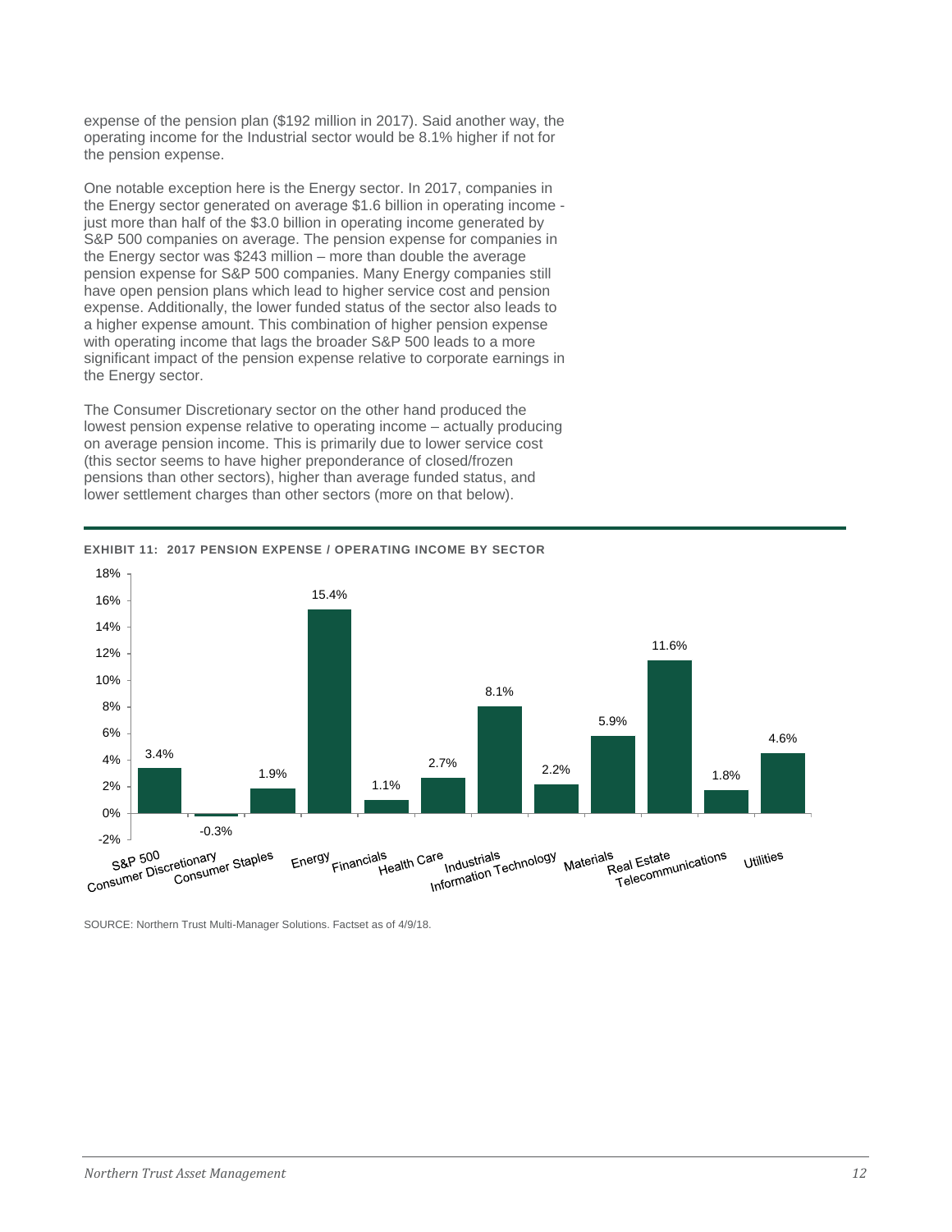expense of the pension plan ($192 million in 2017). Said another way, the operating income for the Industrial sector would be 8.1% higher if not for the pension expense.

One notable exception here is the Energy sector. In 2017, companies in the Energy sector generated on average $1.6 billion in operating income - just more than half of the $3.0 billion in operating income generated by S&P 500 companies on average. The pension expense for companies in the Energy sector was $243 million – more than double the average pension expense for S&P 500 companies. Many Energy companies still have open pension plans which lead to higher service cost and pension expense. Additionally, the lower funded status of the sector also leads to a higher expense amount. This combination of higher pension expense with operating income that lags the broader S&P 500 leads to a more significant impact of the pension expense relative to corporate earnings in the Energy sector.

The Consumer Discretionary sector on the other hand produced the lowest pension expense relative to operating income – actually producing on average pension income. This is primarily due to lower service cost (this sector seems to have higher preponderance of closed/frozen pensions than other sectors), higher than average funded status, and lower settlement charges than other sectors (more on that below).

**EXHIBIT 11: 2017 PENSION EXPENSE / OPERATING INCOME BY SECTOR**

| Sector | Pension Expense / Operating Income |
|---|---|
| S&P 500 | 3.4% |
| Consumer Discretionary | -0.3% |
| Consumer Staples | 1.9% |
| Energy | 15.4% |
| Financials | 1.1% |
| Health Care | 2.7% |
| Industrials | 8.1% |
| Information Technology | 2.2% |
| Materials | 5.9% |
| Real Estate | 11.6% |
| Telecommunications | 1.8% |
| Utilities | 4.6% |

SOURCE: Northern Trust Multi-Manager Solutions. Factset as of 4/9/18.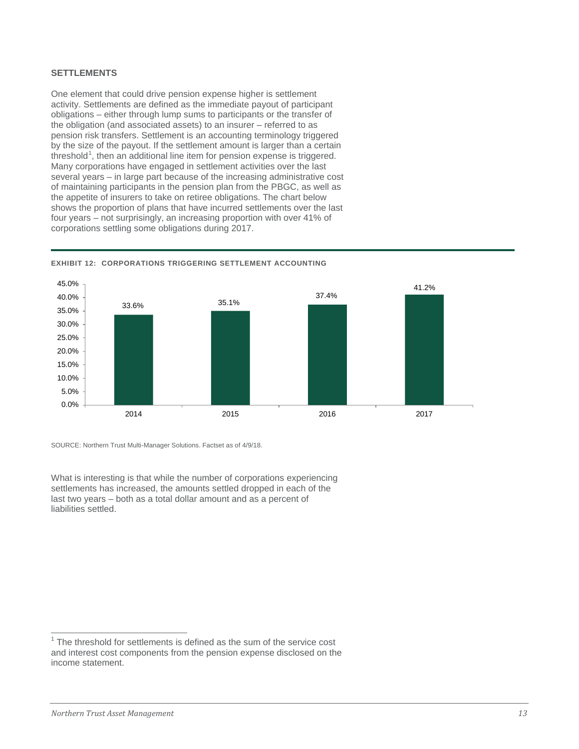### SETTLEMENTS

One element that could drive pension expense higher is settlement activity. Settlements are defined as the immediate payout of participant obligations – either through lump sums to participants or the transfer of the obligation (and associated assets) to an insurer – referred to as pension risk transfers. Settlement is an accounting terminology triggered by the size of the payout. If the settlement amount is larger than a certain threshold[1], then an additional line item for pension expense is triggered. Many corporations have engaged in settlement activities over the last several years – in large part because of the increasing administrative cost of maintaining participants in the pension plan from the PBGC, as well as the appetite of insurers to take on retiree obligations. The chart below shows the proportion of plans that have incurred settlements over the last four years – not surprisingly, an increasing proportion with over 41% of corporations settling some obligations during 2017.

**EXHIBIT 12: CORPORATIONS TRIGGERING SETTLEMENT ACCOUNTING**

| Year | Corporations Triggering Settlement Accounting |
|---|---|
| 2014 | 33.6% |
| 2015 | 35.1% |
| 2016 | 37.4% |
| 2017 | 41.2% |

SOURCE: Northern Trust Multi-Manager Solutions. Factset as of 4/9/18.

What is interesting is that while the number of corporations experiencing settlements has increased, the amounts settled dropped in each of the last two years – both as a total dollar amount and as a percent of liabilities settled.

[1] The threshold for settlements is defined as the sum of the service cost and interest cost components from the pension expense disclosed on the income statement.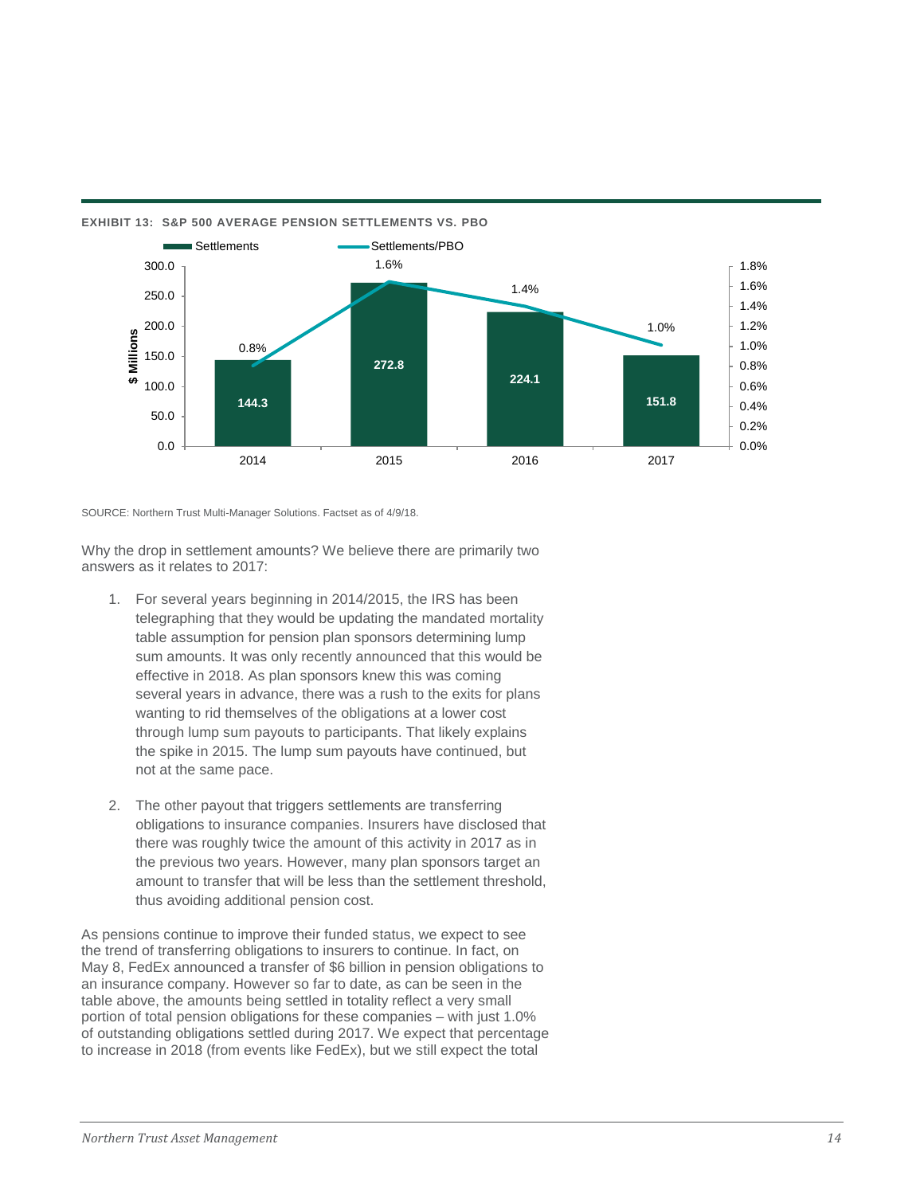**EXHIBIT 13: S&P 500 AVERAGE PENSION SETTLEMENTS VS. PBO**

| Year | Settlements ($ Millions) | Settlements/PBO |
|---|---|---|
| 2014 | 144.3 | 0.8% |
| 2015 | 272.8 | 1.6% |
| 2016 | 224.1 | 1.4% |
| 2017 | 151.8 | 1.0% |

SOURCE: Northern Trust Multi-Manager Solutions. Factset as of 4/9/18.

Why the drop in settlement amounts? We believe there are primarily two answers as it relates to 2017:

1. For several years beginning in 2014/2015, the IRS has been telegraphing that they would be updating the mandated mortality table assumption for pension plan sponsors determining lump sum amounts. It was only recently announced that this would be effective in 2018. As plan sponsors knew this was coming several years in advance, there was a rush to the exits for plans wanting to rid themselves of the obligations at a lower cost through lump sum payouts to participants. That likely explains the spike in 2015. The lump sum payouts have continued, but not at the same pace.

2. The other payout that triggers settlements are transferring obligations to insurance companies. Insurers have disclosed that there was roughly twice the amount of this activity in 2017 as in the previous two years. However, many plan sponsors target an amount to transfer that will be less than the settlement threshold, thus avoiding additional pension cost.

As pensions continue to improve their funded status, we expect to see the trend of transferring obligations to insurers to continue. In fact, on May 8, FedEx announced a transfer of $6 billion in pension obligations to an insurance company. However so far to date, as can be seen in the table above, the amounts being settled in totality reflect a very small portion of total pension obligations for these companies – with just 1.0% of outstanding obligations settled during 2017. We expect that percentage to increase in 2018 (from events like FedEx), but we still expect the total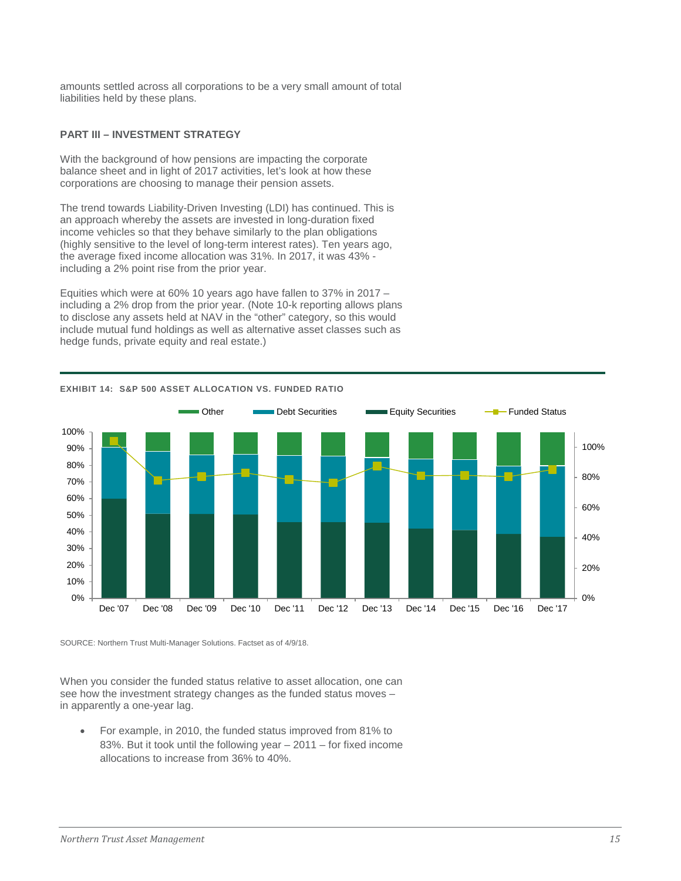amounts settled across all corporations to be a very small amount of total liabilities held by these plans.

## PART III – INVESTMENT STRATEGY

With the background of how pensions are impacting the corporate balance sheet and in light of 2017 activities, let's look at how these corporations are choosing to manage their pension assets.

The trend towards Liability-Driven Investing (LDI) has continued. This is an approach whereby the assets are invested in long-duration fixed income vehicles so that they behave similarly to the plan obligations (highly sensitive to the level of long-term interest rates). Ten years ago, the average fixed income allocation was 31%. In 2017, it was 43% - including a 2% point rise from the prior year.

Equities which were at 60% 10 years ago have fallen to 37% in 2017 – including a 2% drop from the prior year. (Note 10-k reporting allows plans to disclose any assets held at NAV in the "other" category, so this would include mutual fund holdings as well as alternative asset classes such as hedge funds, private equity and real estate.)

**EXHIBIT 14: S&P 500 ASSET ALLOCATION VS. FUNDED RATIO**

SOURCE: Northern Trust Multi-Manager Solutions. Factset as of 4/9/18.

When you consider the funded status relative to asset allocation, one can see how the investment strategy changes as the funded status moves – in apparently a one-year lag.

- For example, in 2010, the funded status improved from 81% to 83%. But it took until the following year – 2011 – for fixed income allocations to increase from 36% to 40%.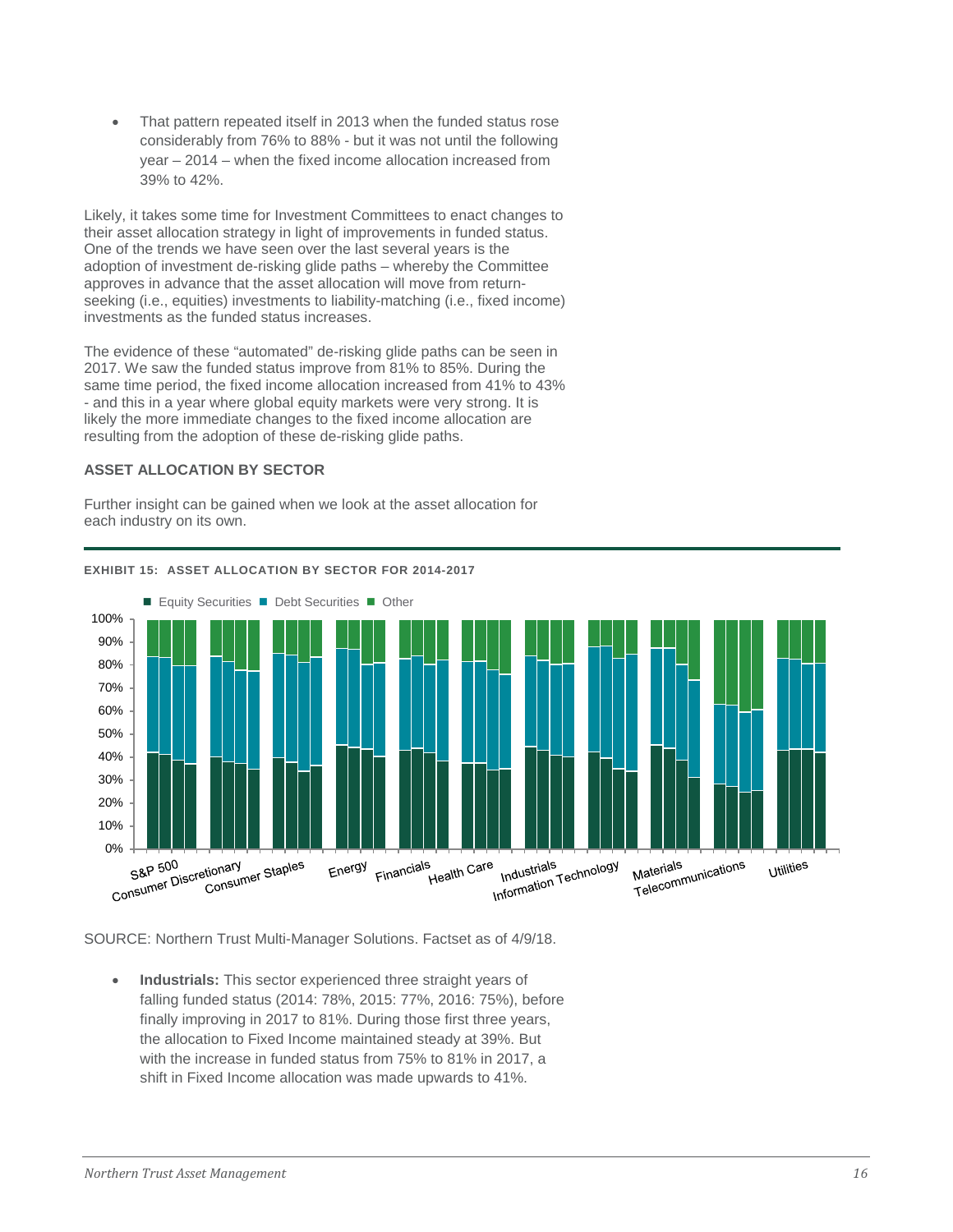- That pattern repeated itself in 2013 when the funded status rose considerably from 76% to 88% - but it was not until the following year – 2014 – when the fixed income allocation increased from 39% to 42%.

Likely, it takes some time for Investment Committees to enact changes to their asset allocation strategy in light of improvements in funded status. One of the trends we have seen over the last several years is the adoption of investment de-risking glide paths – whereby the Committee approves in advance that the asset allocation will move from return-seeking (i.e., equities) investments to liability-matching (i.e., fixed income) investments as the funded status increases.

The evidence of these "automated" de-risking glide paths can be seen in 2017. We saw the funded status improve from 81% to 85%. During the same time period, the fixed income allocation increased from 41% to 43% - and this in a year where global equity markets were very strong. It is likely the more immediate changes to the fixed income allocation are resulting from the adoption of these de-risking glide paths.

### ASSET ALLOCATION BY SECTOR

Further insight can be gained when we look at the asset allocation for each industry on its own.

**EXHIBIT 15: ASSET ALLOCATION BY SECTOR FOR 2014-2017**

SOURCE: Northern Trust Multi-Manager Solutions. Factset as of 4/9/18.

- **Industrials:** This sector experienced three straight years of falling funded status (2014: 78%, 2015: 77%, 2016: 75%), before finally improving in 2017 to 81%. During those first three years, the allocation to Fixed Income maintained steady at 39%. But with the increase in funded status from 75% to 81% in 2017, a shift in Fixed Income allocation was made upwards to 41%.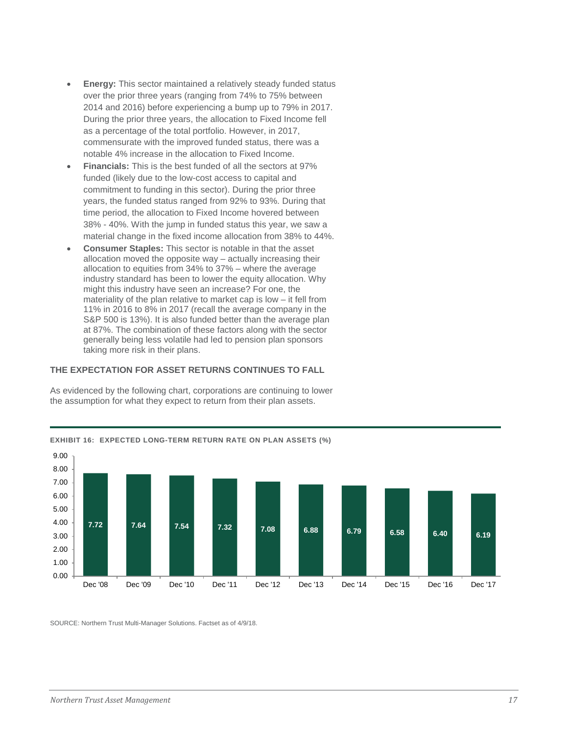- **Energy:** This sector maintained a relatively steady funded status over the prior three years (ranging from 74% to 75% between 2014 and 2016) before experiencing a bump up to 79% in 2017. During the prior three years, the allocation to Fixed Income fell as a percentage of the total portfolio. However, in 2017, commensurate with the improved funded status, there was a notable 4% increase in the allocation to Fixed Income.
- **Financials:** This is the best funded of all the sectors at 97% funded (likely due to the low-cost access to capital and commitment to funding in this sector). During the prior three years, the funded status ranged from 92% to 93%. During that time period, the allocation to Fixed Income hovered between 38% - 40%. With the jump in funded status this year, we saw a material change in the fixed income allocation from 38% to 44%.
- **Consumer Staples:** This sector is notable in that the asset allocation moved the opposite way – actually increasing their allocation to equities from 34% to 37% – where the average industry standard has been to lower the equity allocation. Why might this industry have seen an increase? For one, the materiality of the plan relative to market cap is low – it fell from 11% in 2016 to 8% in 2017 (recall the average company in the S&P 500 is 13%). It is also funded better than the average plan at 87%. The combination of these factors along with the sector generally being less volatile had led to pension plan sponsors taking more risk in their plans.

### THE EXPECTATION FOR ASSET RETURNS CONTINUES TO FALL

As evidenced by the following chart, corporations are continuing to lower the assumption for what they expect to return from their plan assets.

**EXHIBIT 16: EXPECTED LONG-TERM RETURN RATE ON PLAN ASSETS (%)**

| Dec '08 | Dec '09 | Dec '10 | Dec '11 | Dec '12 | Dec '13 | Dec '14 | Dec '15 | Dec '16 | Dec '17 |
|---|---|---|---|---|---|---|---|---|---|
| 7.72 | 7.64 | 7.54 | 7.32 | 7.08 | 6.88 | 6.79 | 6.58 | 6.40 | 6.19 |

SOURCE: Northern Trust Multi-Manager Solutions. Factset as of 4/9/18.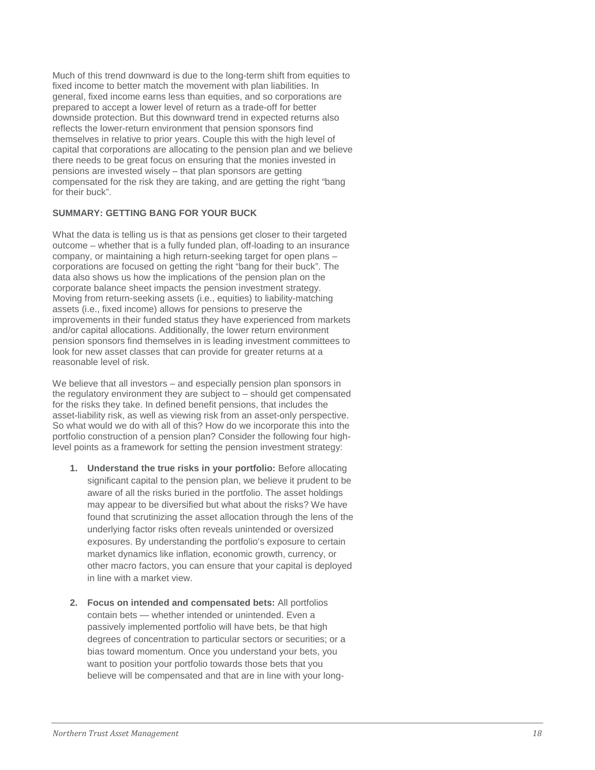Much of this trend downward is due to the long-term shift from equities to fixed income to better match the movement with plan liabilities. In general, fixed income earns less than equities, and so corporations are prepared to accept a lower level of return as a trade-off for better downside protection. But this downward trend in expected returns also reflects the lower-return environment that pension sponsors find themselves in relative to prior years. Couple this with the high level of capital that corporations are allocating to the pension plan and we believe there needs to be great focus on ensuring that the monies invested in pensions are invested wisely – that plan sponsors are getting compensated for the risk they are taking, and are getting the right "bang for their buck".

**SUMMARY: GETTING BANG FOR YOUR BUCK**

What the data is telling us is that as pensions get closer to their targeted outcome – whether that is a fully funded plan, off-loading to an insurance company, or maintaining a high return-seeking target for open plans – corporations are focused on getting the right "bang for their buck". The data also shows us how the implications of the pension plan on the corporate balance sheet impacts the pension investment strategy. Moving from return-seeking assets (i.e., equities) to liability-matching assets (i.e., fixed income) allows for pensions to preserve the improvements in their funded status they have experienced from markets and/or capital allocations. Additionally, the lower return environment pension sponsors find themselves in is leading investment committees to look for new asset classes that can provide for greater returns at a reasonable level of risk.

We believe that all investors – and especially pension plan sponsors in the regulatory environment they are subject to – should get compensated for the risks they take. In defined benefit pensions, that includes the asset-liability risk, as well as viewing risk from an asset-only perspective. So what would we do with all of this? How do we incorporate this into the portfolio construction of a pension plan? Consider the following four high-level points as a framework for setting the pension investment strategy:

1. **Understand the true risks in your portfolio:** Before allocating significant capital to the pension plan, we believe it prudent to be aware of all the risks buried in the portfolio. The asset holdings may appear to be diversified but what about the risks? We have found that scrutinizing the asset allocation through the lens of the underlying factor risks often reveals unintended or oversized exposures. By understanding the portfolio's exposure to certain market dynamics like inflation, economic growth, currency, or other macro factors, you can ensure that your capital is deployed in line with a market view.

2. **Focus on intended and compensated bets:** All portfolios contain bets — whether intended or unintended. Even a passively implemented portfolio will have bets, be that high degrees of concentration to particular sectors or securities; or a bias toward momentum. Once you understand your bets, you want to position your portfolio towards those bets that you believe will be compensated and that are in line with your long-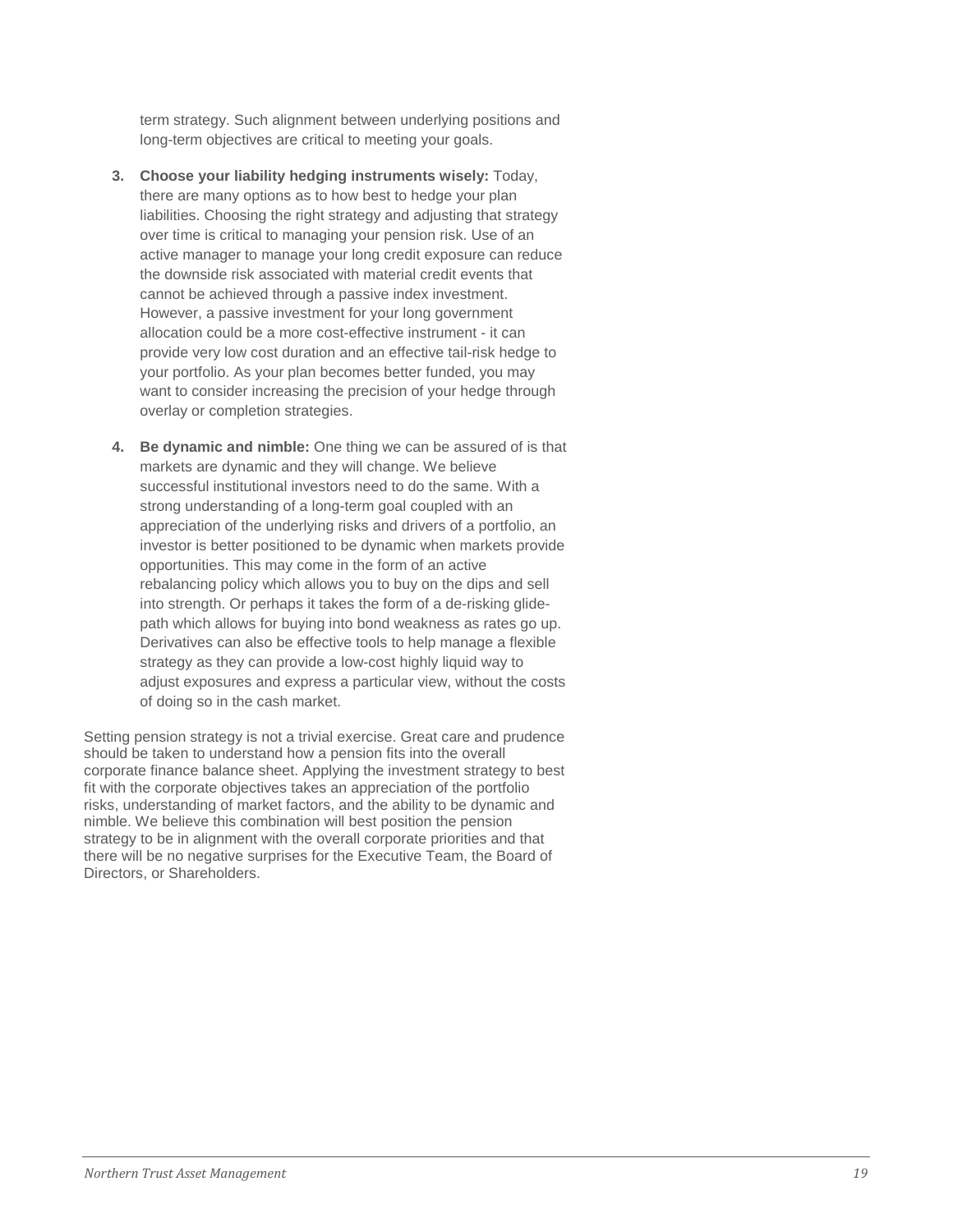term strategy. Such alignment between underlying positions and long-term objectives are critical to meeting your goals.

3. **Choose your liability hedging instruments wisely:** Today, there are many options as to how best to hedge your plan liabilities. Choosing the right strategy and adjusting that strategy over time is critical to managing your pension risk. Use of an active manager to manage your long credit exposure can reduce the downside risk associated with material credit events that cannot be achieved through a passive index investment. However, a passive investment for your long government allocation could be a more cost-effective instrument - it can provide very low cost duration and an effective tail-risk hedge to your portfolio. As your plan becomes better funded, you may want to consider increasing the precision of your hedge through overlay or completion strategies.

4. **Be dynamic and nimble:** One thing we can be assured of is that markets are dynamic and they will change. We believe successful institutional investors need to do the same. With a strong understanding of a long-term goal coupled with an appreciation of the underlying risks and drivers of a portfolio, an investor is better positioned to be dynamic when markets provide opportunities. This may come in the form of an active rebalancing policy which allows you to buy on the dips and sell into strength. Or perhaps it takes the form of a de-risking glide-path which allows for buying into bond weakness as rates go up. Derivatives can also be effective tools to help manage a flexible strategy as they can provide a low-cost highly liquid way to adjust exposures and express a particular view, without the costs of doing so in the cash market.

Setting pension strategy is not a trivial exercise. Great care and prudence should be taken to understand how a pension fits into the overall corporate finance balance sheet. Applying the investment strategy to best fit with the corporate objectives takes an appreciation of the portfolio risks, understanding of market factors, and the ability to be dynamic and nimble. We believe this combination will best position the pension strategy to be in alignment with the overall corporate priorities and that there will be no negative surprises for the Executive Team, the Board of Directors, or Shareholders.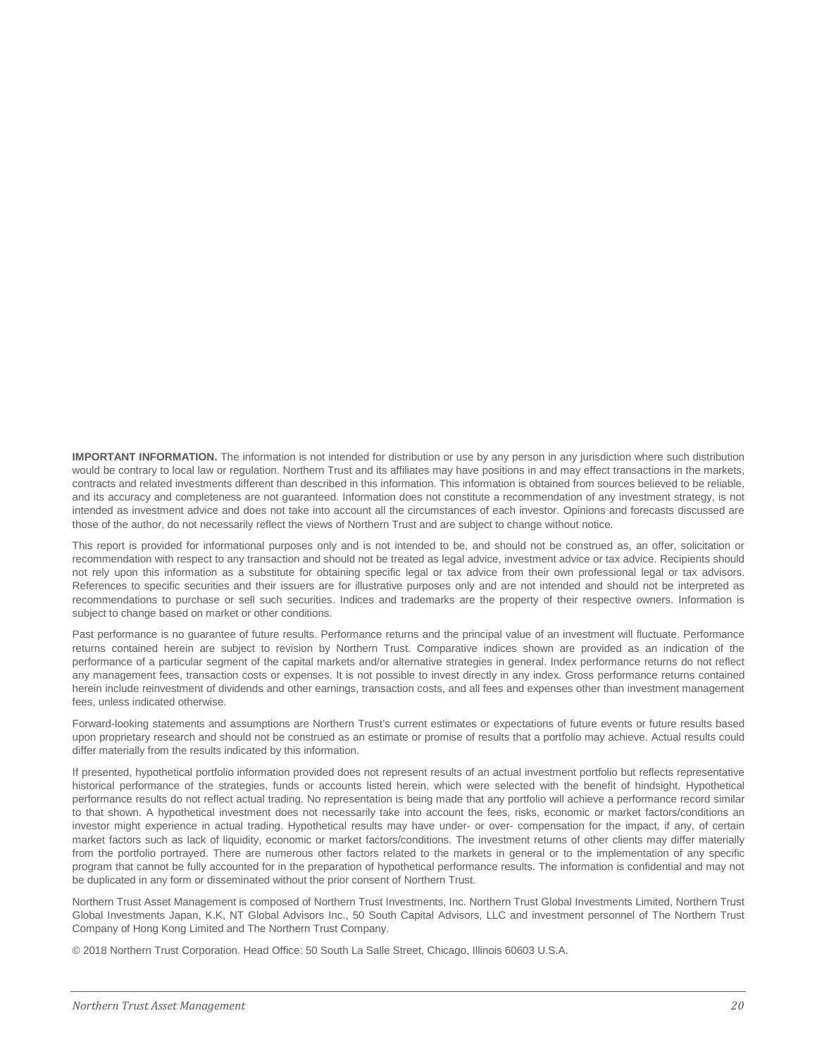**IMPORTANT INFORMATION.** The information is not intended for distribution or use by any person in any jurisdiction where such distribution would be contrary to local law or regulation. Northern Trust and its affiliates may have positions in and may effect transactions in the markets, contracts and related investments different than described in this information. This information is obtained from sources believed to be reliable, and its accuracy and completeness are not guaranteed. Information does not constitute a recommendation of any investment strategy, is not intended as investment advice and does not take into account all the circumstances of each investor. Opinions and forecasts discussed are those of the author, do not necessarily reflect the views of Northern Trust and are subject to change without notice.

This report is provided for informational purposes only and is not intended to be, and should not be construed as, an offer, solicitation or recommendation with respect to any transaction and should not be treated as legal advice, investment advice or tax advice. Recipients should not rely upon this information as a substitute for obtaining specific legal or tax advice from their own professional legal or tax advisors. References to specific securities and their issuers are for illustrative purposes only and are not intended and should not be interpreted as recommendations to purchase or sell such securities. Indices and trademarks are the property of their respective owners. Information is subject to change based on market or other conditions.

Past performance is no guarantee of future results. Performance returns and the principal value of an investment will fluctuate. Performance returns contained herein are subject to revision by Northern Trust. Comparative indices shown are provided as an indication of the performance of a particular segment of the capital markets and/or alternative strategies in general. Index performance returns do not reflect any management fees, transaction costs or expenses. It is not possible to invest directly in any index. Gross performance returns contained herein include reinvestment of dividends and other earnings, transaction costs, and all fees and expenses other than investment management fees, unless indicated otherwise.

Forward-looking statements and assumptions are Northern Trust's current estimates or expectations of future events or future results based upon proprietary research and should not be construed as an estimate or promise of results that a portfolio may achieve. Actual results could differ materially from the results indicated by this information.

If presented, hypothetical portfolio information provided does not represent results of an actual investment portfolio but reflects representative historical performance of the strategies, funds or accounts listed herein, which were selected with the benefit of hindsight. Hypothetical performance results do not reflect actual trading. No representation is being made that any portfolio will achieve a performance record similar to that shown. A hypothetical investment does not necessarily take into account the fees, risks, economic or market factors/conditions an investor might experience in actual trading. Hypothetical results may have under- or over- compensation for the impact, if any, of certain market factors such as lack of liquidity, economic or market factors/conditions. The investment returns of other clients may differ materially from the portfolio portrayed. There are numerous other factors related to the markets in general or to the implementation of any specific program that cannot be fully accounted for in the preparation of hypothetical performance results. The information is confidential and may not be duplicated in any form or disseminated without the prior consent of Northern Trust.

Northern Trust Asset Management is composed of Northern Trust Investments, Inc. Northern Trust Global Investments Limited, Northern Trust Global Investments Japan, K.K, NT Global Advisors Inc., 50 South Capital Advisors, LLC and investment personnel of The Northern Trust Company of Hong Kong Limited and The Northern Trust Company.

© 2018 Northern Trust Corporation. Head Office: 50 South La Salle Street, Chicago, Illinois 60603 U.S.A.